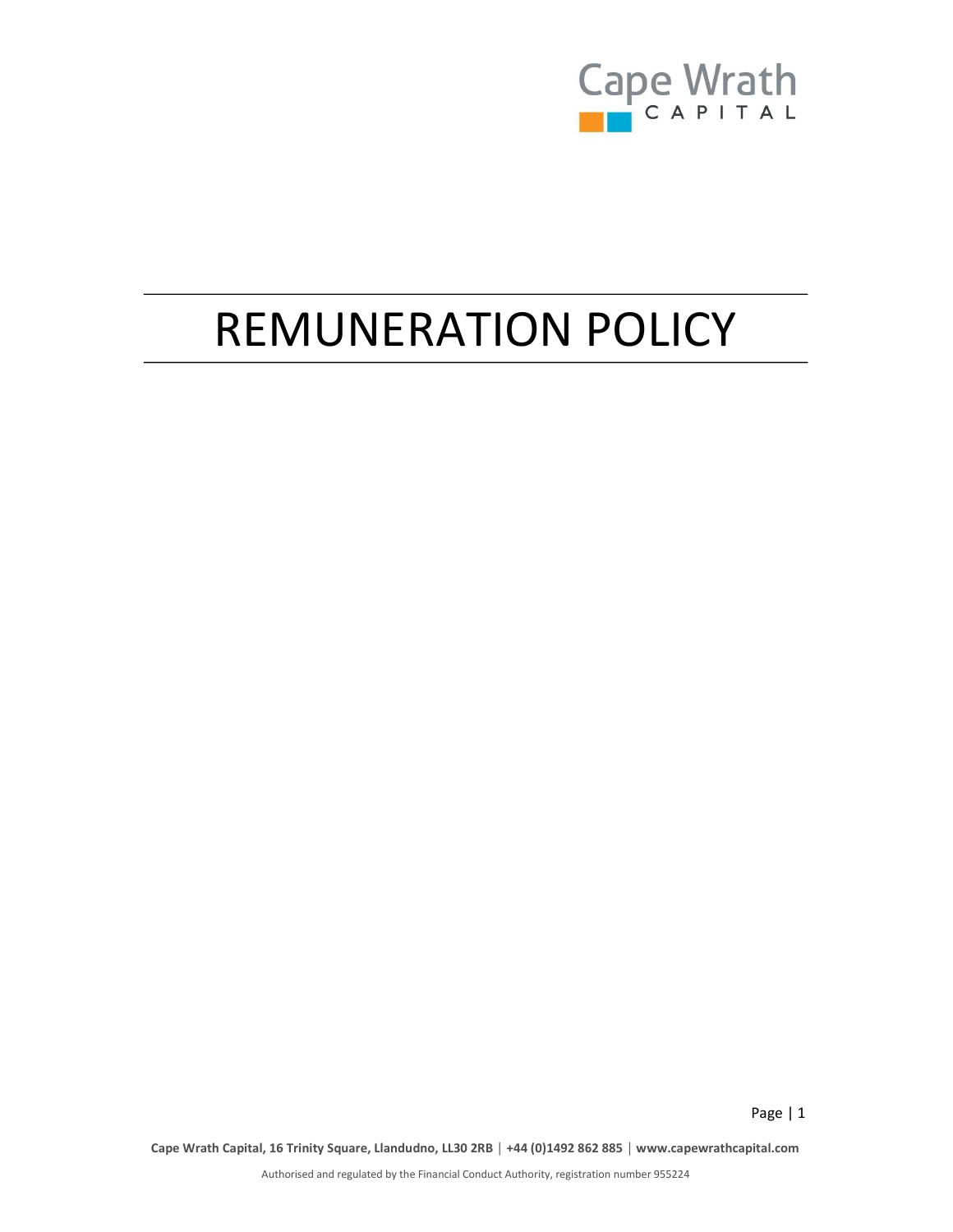# REMUNERATION POLICY

**Cape Wrath Capital, 16 Trinity Square, Llandudno, LL30 2RB | +44 (0)1492 862 885 | www.capewrathcapital.com**

Authorised and regulated by the Financial Conduct Authority, registration number 955224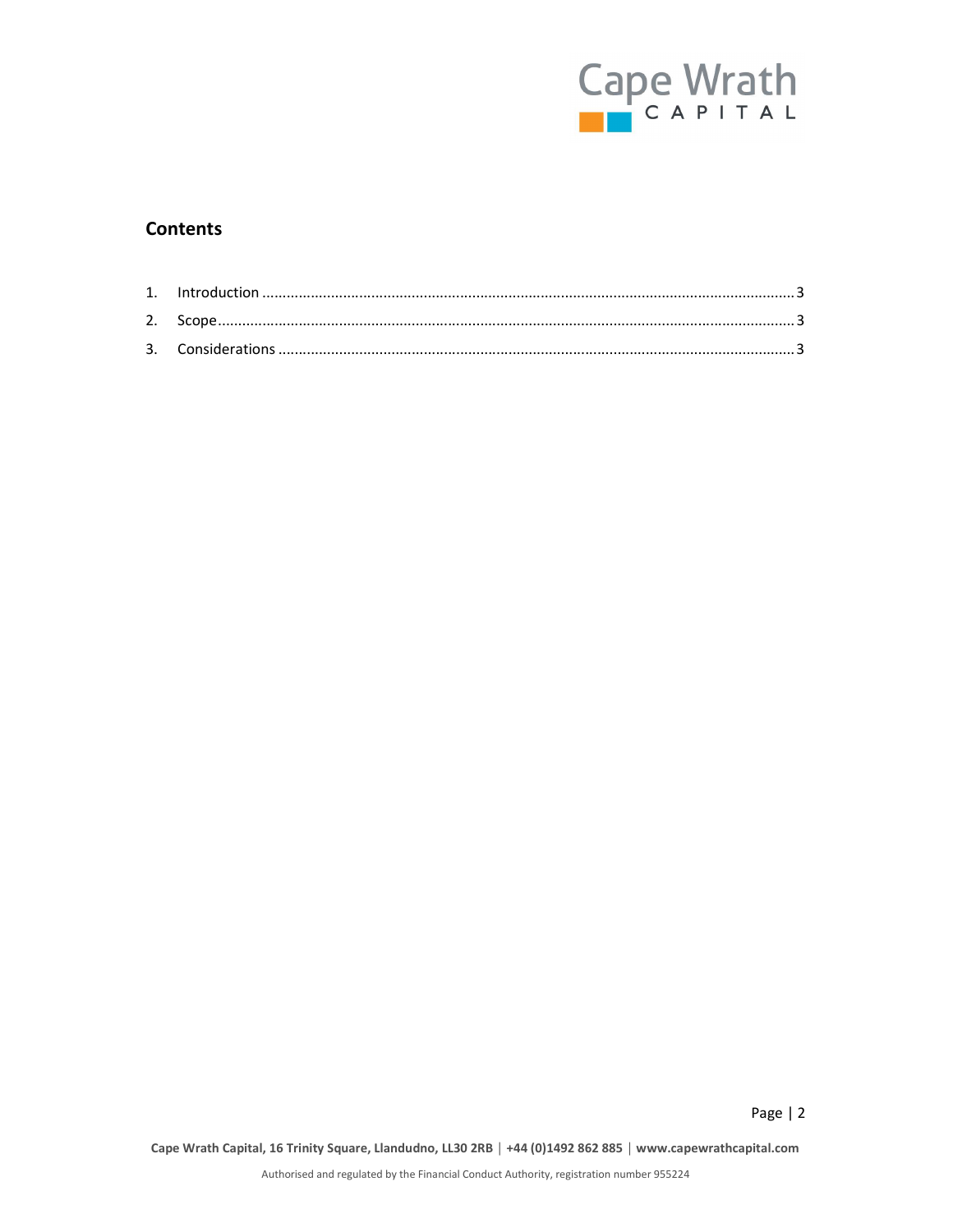## Contents

1. Introduction ........................................................................................................................................3
2. Scope.....................................................................................................................................................3
3. Considerations ......................................................................................................................................3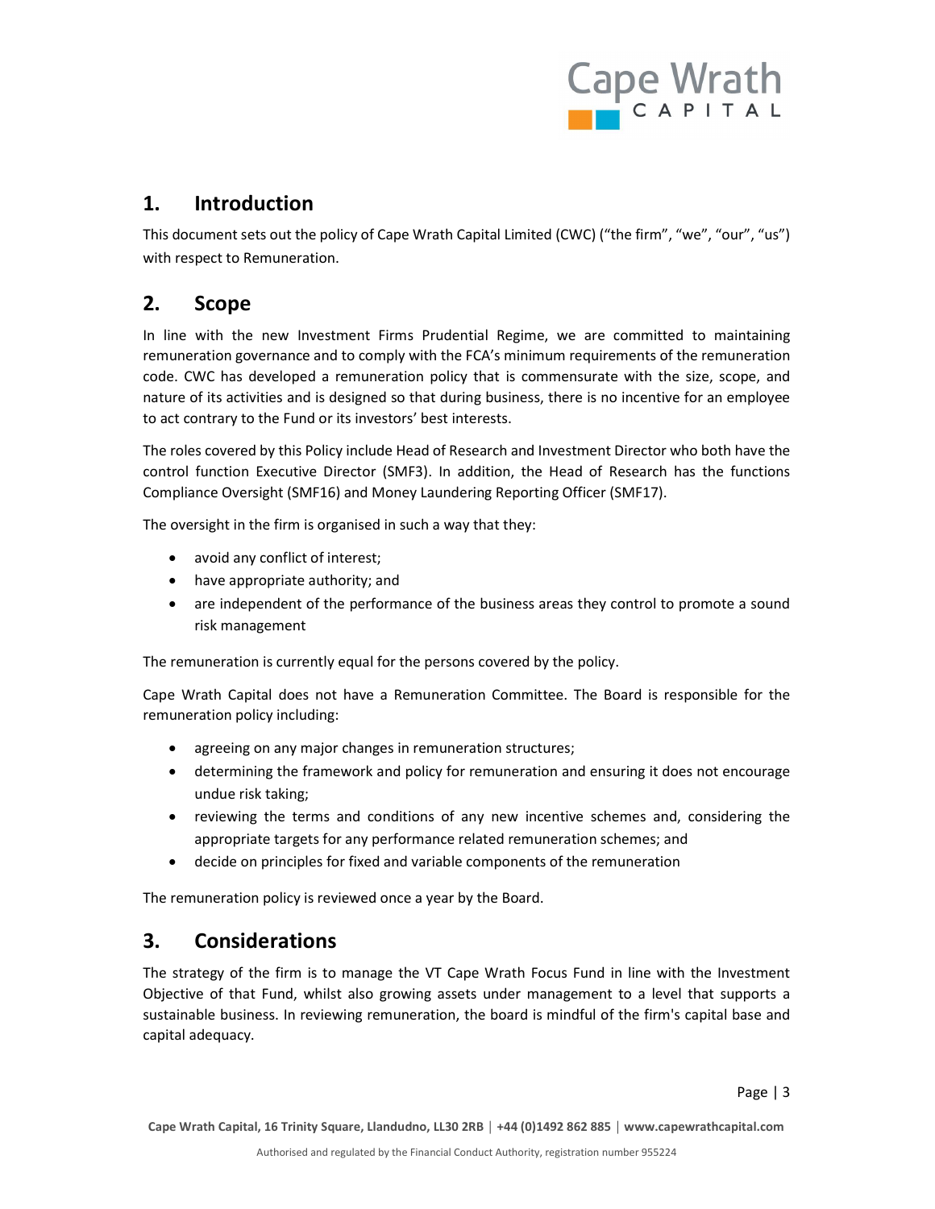## 1. Introduction

This document sets out the policy of Cape Wrath Capital Limited (CWC) ("the firm", "we", "our", "us") with respect to Remuneration.

## 2. Scope

In line with the new Investment Firms Prudential Regime, we are committed to maintaining remuneration governance and to comply with the FCA's minimum requirements of the remuneration code. CWC has developed a remuneration policy that is commensurate with the size, scope, and nature of its activities and is designed so that during business, there is no incentive for an employee to act contrary to the Fund or its investors' best interests.

The roles covered by this Policy include Head of Research and Investment Director who both have the control function Executive Director (SMF3). In addition, the Head of Research has the functions Compliance Oversight (SMF16) and Money Laundering Reporting Officer (SMF17).

The oversight in the firm is organised in such a way that they:

- avoid any conflict of interest;
- have appropriate authority; and
- are independent of the performance of the business areas they control to promote a sound risk management

The remuneration is currently equal for the persons covered by the policy.

Cape Wrath Capital does not have a Remuneration Committee. The Board is responsible for the remuneration policy including:

- agreeing on any major changes in remuneration structures;
- determining the framework and policy for remuneration and ensuring it does not encourage undue risk taking;
- reviewing the terms and conditions of any new incentive schemes and, considering the appropriate targets for any performance related remuneration schemes; and
- decide on principles for fixed and variable components of the remuneration

The remuneration policy is reviewed once a year by the Board.

## 3. Considerations

The strategy of the firm is to manage the VT Cape Wrath Focus Fund in line with the Investment Objective of that Fund, whilst also growing assets under management to a level that supports a sustainable business. In reviewing remuneration, the board is mindful of the firm's capital base and capital adequacy.